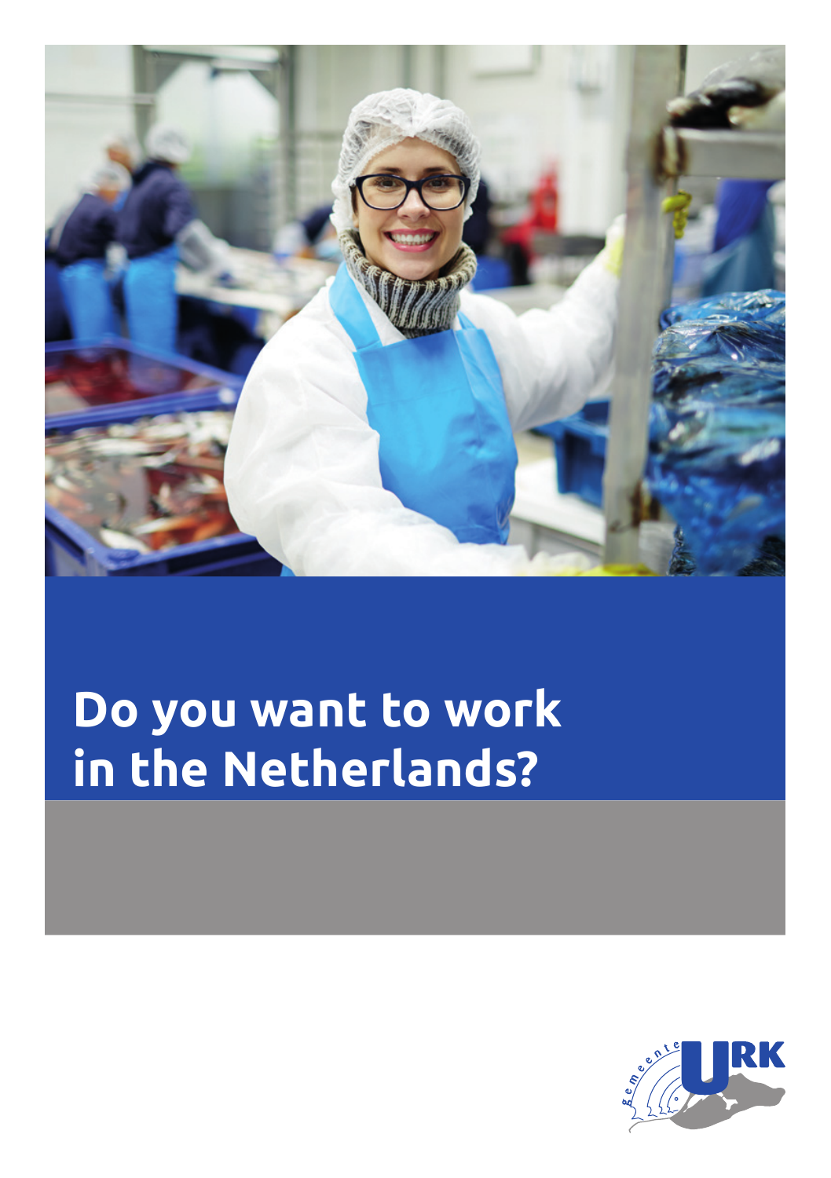# Do you want to work in the Netherlands?

gemeente URK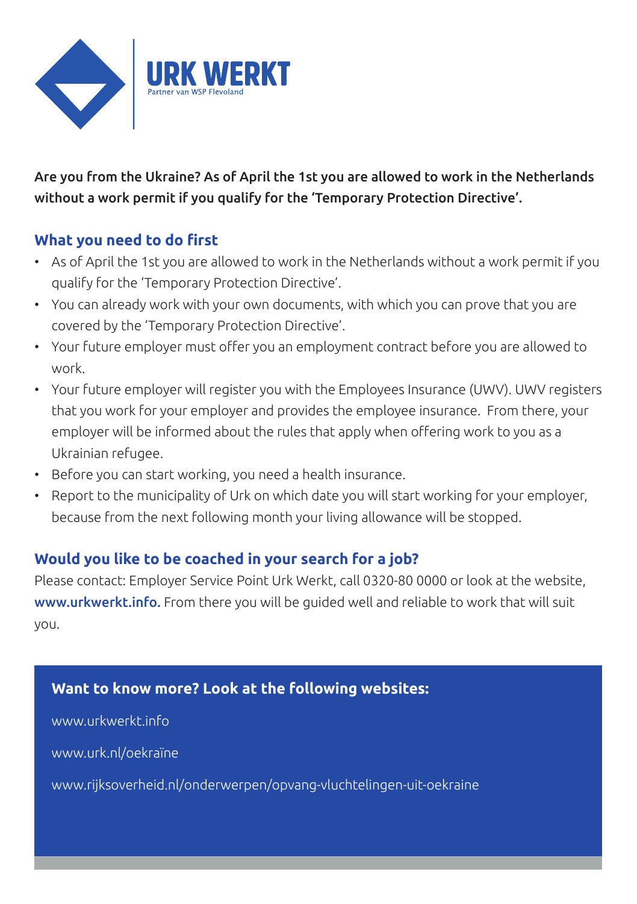URK WERKT

Partner van WSP Flevoland

**Are you from the Ukraine? As of April the 1st you are allowed to work in the Netherlands without a work permit if you qualify for the 'Temporary Protection Directive'.**

## What you need to do first

- As of April the 1st you are allowed to work in the Netherlands without a work permit if you qualify for the 'Temporary Protection Directive'.
- You can already work with your own documents, with which you can prove that you are covered by the 'Temporary Protection Directive'.
- Your future employer must offer you an employment contract before you are allowed to work.
- Your future employer will register you with the Employees Insurance (UWV). UWV registers that you work for your employer and provides the employee insurance. From there, your employer will be informed about the rules that apply when offering work to you as a Ukrainian refugee.
- Before you can start working, you need a health insurance.
- Report to the municipality of Urk on which date you will start working for your employer, because from the next following month your living allowance will be stopped.

## Would you like to be coached in your search for a job?

Please contact: Employer Service Point Urk Werkt, call 0320-80 0000 or look at the website, **www.urkwerkt.info.** From there you will be guided well and reliable to work that will suit you.

## Want to know more? Look at the following websites:

www.urkwerkt.info

www.urk.nl/oekraïne

www.rijksoverheid.nl/onderwerpen/opvang-vluchtelingen-uit-oekraine